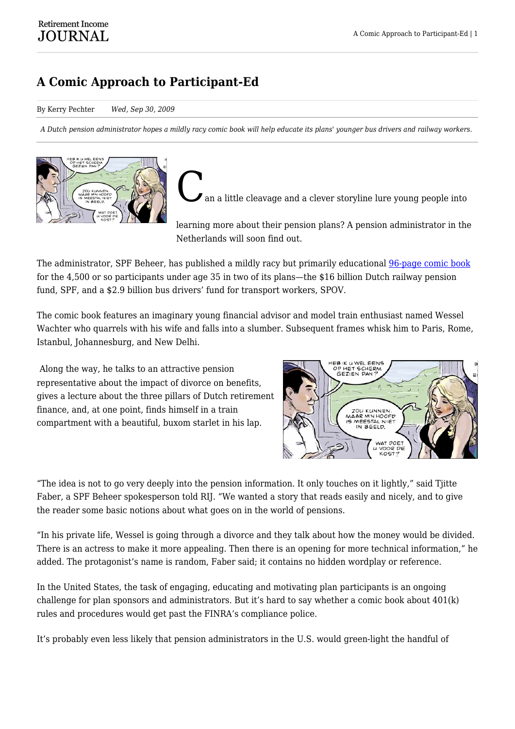# A Comic Approach to Participant-Ed

By Kerry Pechter *Wed, Sep 30, 2009*

*A Dutch pension administrator hopes a mildly racy comic book will help educate its plans' younger bus drivers and railway workers.*

Can a little cleavage and a clever storyline lure young people into learning more about their pension plans? A pension administrator in the Netherlands will soon find out.

The administrator, SPF Beheer, has published a mildly racy but primarily educational 96-page comic book for the 4,500 or so participants under age 35 in two of its plans—the $16 billion Dutch railway pension fund, SPF, and a $2.9 billion bus drivers' fund for transport workers, SPOV.

The comic book features an imaginary young financial advisor and model train enthusiast named Wessel Wachter who quarrels with his wife and falls into a slumber. Subsequent frames whisk him to Paris, Rome, Istanbul, Johannesburg, and New Delhi.

Along the way, he talks to an attractive pension representative about the impact of divorce on benefits, gives a lecture about the three pillars of Dutch retirement finance, and, at one point, finds himself in a train compartment with a beautiful, buxom starlet in his lap.

"The idea is not to go very deeply into the pension information. It only touches on it lightly," said Tjitte Faber, a SPF Beheer spokesperson told RIJ. "We wanted a story that reads easily and nicely, and to give the reader some basic notions about what goes on in the world of pensions.

"In his private life, Wessel is going through a divorce and they talk about how the money would be divided. There is an actress to make it more appealing. Then there is an opening for more technical information," he added. The protagonist's name is random, Faber said; it contains no hidden wordplay or reference.

In the United States, the task of engaging, educating and motivating plan participants is an ongoing challenge for plan sponsors and administrators. But it's hard to say whether a comic book about 401(k) rules and procedures would get past the FINRA's compliance police.

It's probably even less likely that pension administrators in the U.S. would green-light the handful of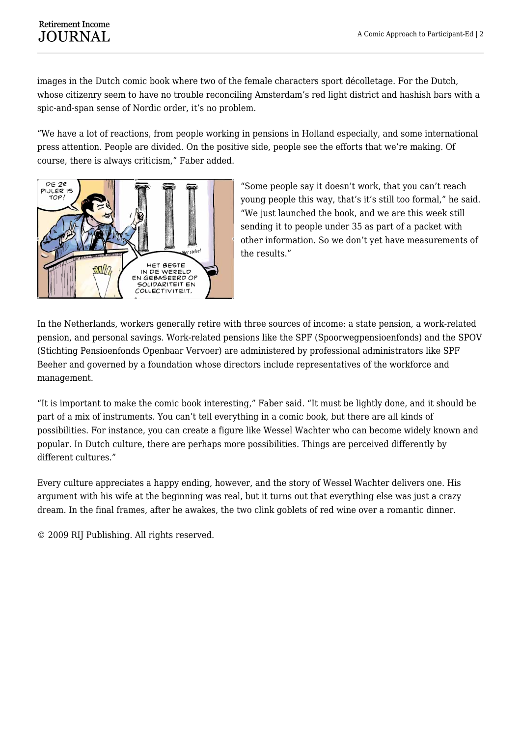images in the Dutch comic book where two of the female characters sport décolletage. For the Dutch, whose citizenry seem to have no trouble reconciling Amsterdam's red light district and hashish bars with a spic-and-span sense of Nordic order, it's no problem.

"We have a lot of reactions, from people working in pensions in Holland especially, and some international press attention. People are divided. On the positive side, people see the efforts that we're making. Of course, there is always criticism," Faber added.

"Some people say it doesn't work, that you can't reach young people this way, that's it's still too formal," he said. "We just launched the book, and we are this week still sending it to people under 35 as part of a packet with other information. So we don't yet have measurements of the results."

In the Netherlands, workers generally retire with three sources of income: a state pension, a work-related pension, and personal savings. Work-related pensions like the SPF (Spoorwegpensioenfonds) and the SPOV (Stichting Pensioenfonds Openbaar Vervoer) are administered by professional administrators like SPF Beeher and governed by a foundation whose directors include representatives of the workforce and management.

"It is important to make the comic book interesting," Faber said. "It must be lightly done, and it should be part of a mix of instruments. You can't tell everything in a comic book, but there are all kinds of possibilities. For instance, you can create a figure like Wessel Wachter who can become widely known and popular. In Dutch culture, there are perhaps more possibilities. Things are perceived differently by different cultures."

Every culture appreciates a happy ending, however, and the story of Wessel Wachter delivers one. His argument with his wife at the beginning was real, but it turns out that everything else was just a crazy dream. In the final frames, after he awakes, the two clink goblets of red wine over a romantic dinner.

© 2009 RIJ Publishing. All rights reserved.